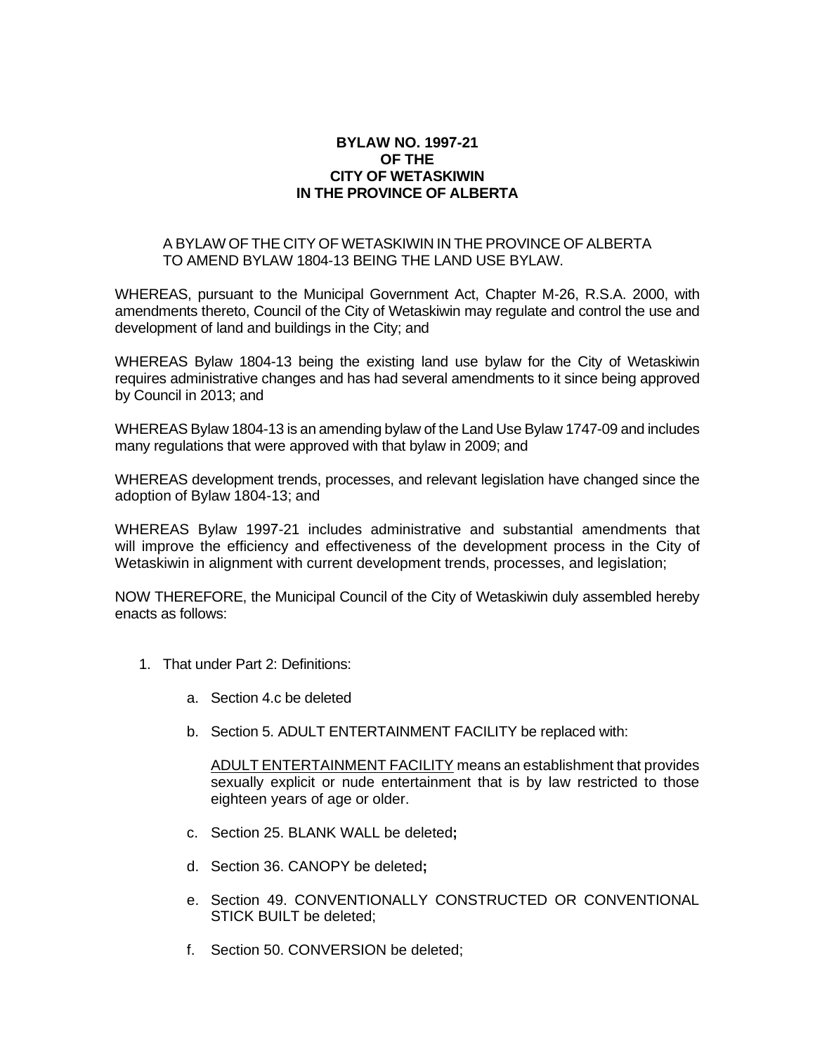**BYLAW NO. 1997-21**
**OF THE**
**CITY OF WETASKIWIN**
**IN THE PROVINCE OF ALBERTA**

A BYLAW OF THE CITY OF WETASKIWIN IN THE PROVINCE OF ALBERTA TO AMEND BYLAW 1804-13 BEING THE LAND USE BYLAW.

WHEREAS, pursuant to the Municipal Government Act, Chapter M-26, R.S.A. 2000, with amendments thereto, Council of the City of Wetaskiwin may regulate and control the use and development of land and buildings in the City; and

WHEREAS Bylaw 1804-13 being the existing land use bylaw for the City of Wetaskiwin requires administrative changes and has had several amendments to it since being approved by Council in 2013; and

WHEREAS Bylaw 1804-13 is an amending bylaw of the Land Use Bylaw 1747-09 and includes many regulations that were approved with that bylaw in 2009; and

WHEREAS development trends, processes, and relevant legislation have changed since the adoption of Bylaw 1804-13; and

WHEREAS Bylaw 1997-21 includes administrative and substantial amendments that will improve the efficiency and effectiveness of the development process in the City of Wetaskiwin in alignment with current development trends, processes, and legislation;

NOW THEREFORE, the Municipal Council of the City of Wetaskiwin duly assembled hereby enacts as follows:

1. That under Part 2: Definitions:

   a. Section 4.c be deleted

   b. Section 5. ADULT ENTERTAINMENT FACILITY be replaced with:

      <u>ADULT ENTERTAINMENT FACILITY</u> means an establishment that provides sexually explicit or nude entertainment that is by law restricted to those eighteen years of age or older.

   c. Section 25. BLANK WALL be deleted**;**

   d. Section 36. CANOPY be deleted**;**

   e. Section 49. CONVENTIONALLY CONSTRUCTED OR CONVENTIONAL STICK BUILT be deleted;

   f. Section 50. CONVERSION be deleted;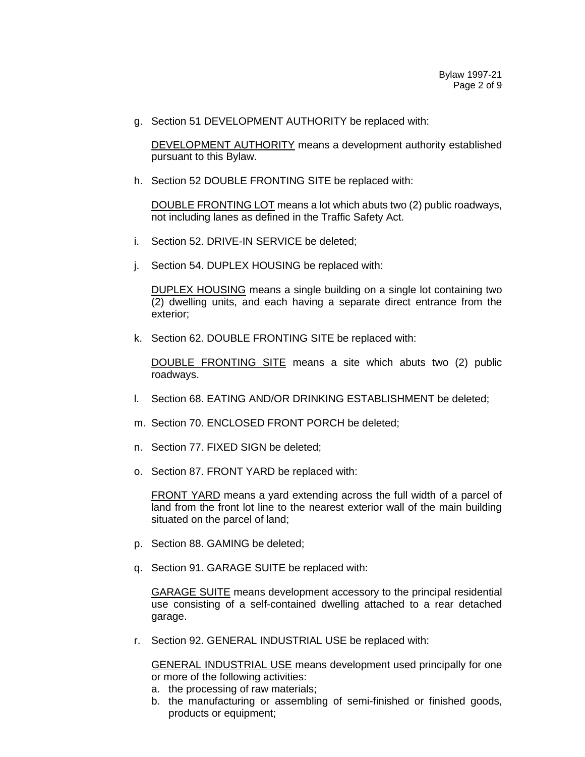g. Section 51 DEVELOPMENT AUTHORITY be replaced with:

   DEVELOPMENT AUTHORITY means a development authority established pursuant to this Bylaw.

h. Section 52 DOUBLE FRONTING SITE be replaced with:

   DOUBLE FRONTING LOT means a lot which abuts two (2) public roadways, not including lanes as defined in the Traffic Safety Act.

i. Section 52. DRIVE-IN SERVICE be deleted;

j. Section 54. DUPLEX HOUSING be replaced with:

   DUPLEX HOUSING means a single building on a single lot containing two (2) dwelling units, and each having a separate direct entrance from the exterior;

k. Section 62. DOUBLE FRONTING SITE be replaced with:

   DOUBLE FRONTING SITE means a site which abuts two (2) public roadways.

l. Section 68. EATING AND/OR DRINKING ESTABLISHMENT be deleted;

m. Section 70. ENCLOSED FRONT PORCH be deleted;

n. Section 77. FIXED SIGN be deleted;

o. Section 87. FRONT YARD be replaced with:

   FRONT YARD means a yard extending across the full width of a parcel of land from the front lot line to the nearest exterior wall of the main building situated on the parcel of land;

p. Section 88. GAMING be deleted;

q. Section 91. GARAGE SUITE be replaced with:

   GARAGE SUITE means development accessory to the principal residential use consisting of a self-contained dwelling attached to a rear detached garage.

r. Section 92. GENERAL INDUSTRIAL USE be replaced with:

   GENERAL INDUSTRIAL USE means development used principally for one or more of the following activities:

   a. the processing of raw materials;
   b. the manufacturing or assembling of semi-finished or finished goods, products or equipment;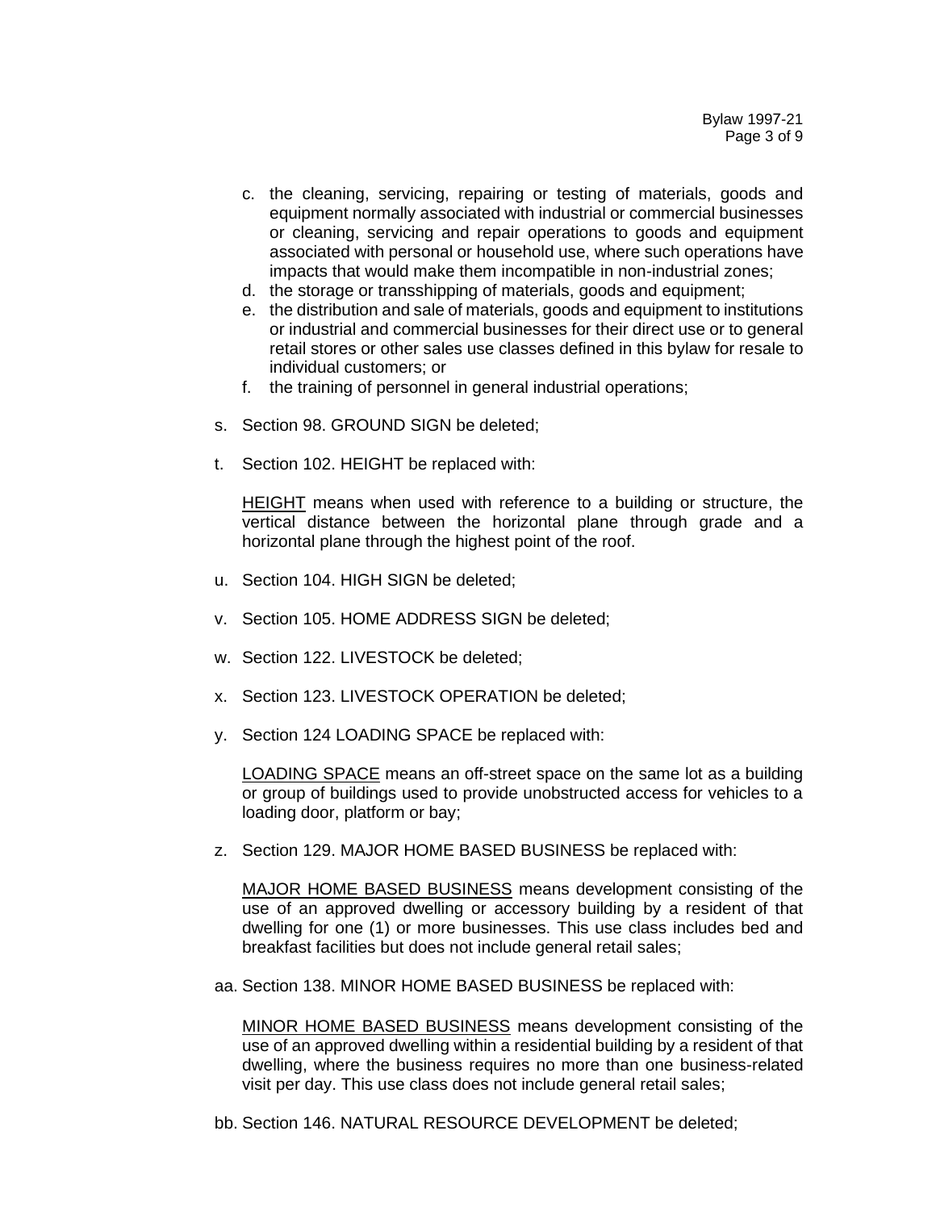c. the cleaning, servicing, repairing or testing of materials, goods and equipment normally associated with industrial or commercial businesses or cleaning, servicing and repair operations to goods and equipment associated with personal or household use, where such operations have impacts that would make them incompatible in non-industrial zones;
d. the storage or transshipping of materials, goods and equipment;
e. the distribution and sale of materials, goods and equipment to institutions or industrial and commercial businesses for their direct use or to general retail stores or other sales use classes defined in this bylaw for resale to individual customers; or
f. the training of personnel in general industrial operations;

s. Section 98. GROUND SIGN be deleted;

t. Section 102. HEIGHT be replaced with:

<u>HEIGHT</u> means when used with reference to a building or structure, the vertical distance between the horizontal plane through grade and a horizontal plane through the highest point of the roof.

u. Section 104. HIGH SIGN be deleted;

v. Section 105. HOME ADDRESS SIGN be deleted;

w. Section 122. LIVESTOCK be deleted;

x. Section 123. LIVESTOCK OPERATION be deleted;

y. Section 124 LOADING SPACE be replaced with:

<u>LOADING SPACE</u> means an off-street space on the same lot as a building or group of buildings used to provide unobstructed access for vehicles to a loading door, platform or bay;

z. Section 129. MAJOR HOME BASED BUSINESS be replaced with:

<u>MAJOR HOME BASED BUSINESS</u> means development consisting of the use of an approved dwelling or accessory building by a resident of that dwelling for one (1) or more businesses. This use class includes bed and breakfast facilities but does not include general retail sales;

aa. Section 138. MINOR HOME BASED BUSINESS be replaced with:

<u>MINOR HOME BASED BUSINESS</u> means development consisting of the use of an approved dwelling within a residential building by a resident of that dwelling, where the business requires no more than one business-related visit per day. This use class does not include general retail sales;

bb. Section 146. NATURAL RESOURCE DEVELOPMENT be deleted;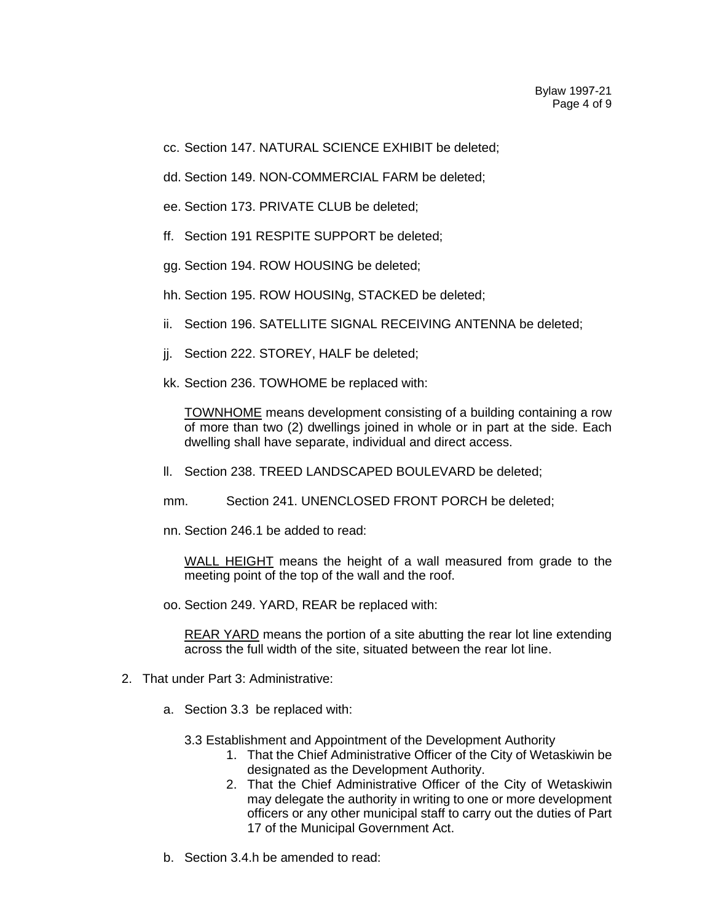cc. Section 147. NATURAL SCIENCE EXHIBIT be deleted;

dd. Section 149. NON-COMMERCIAL FARM be deleted;

ee. Section 173. PRIVATE CLUB be deleted;

ff. Section 191 RESPITE SUPPORT be deleted;

gg. Section 194. ROW HOUSING be deleted;

hh. Section 195. ROW HOUSINg, STACKED be deleted;

ii. Section 196. SATELLITE SIGNAL RECEIVING ANTENNA be deleted;

jj. Section 222. STOREY, HALF be deleted;

kk. Section 236. TOWHOME be replaced with:

<u>TOWNHOME</u> means development consisting of a building containing a row of more than two (2) dwellings joined in whole or in part at the side. Each dwelling shall have separate, individual and direct access.

ll. Section 238. TREED LANDSCAPED BOULEVARD be deleted;

mm. Section 241. UNENCLOSED FRONT PORCH be deleted;

nn. Section 246.1 be added to read:

<u>WALL HEIGHT</u> means the height of a wall measured from grade to the meeting point of the top of the wall and the roof.

oo. Section 249. YARD, REAR be replaced with:

<u>REAR YARD</u> means the portion of a site abutting the rear lot line extending across the full width of the site, situated between the rear lot line.

2. That under Part 3: Administrative:

   a. Section 3.3 be replaced with:

      3.3 Establishment and Appointment of the Development Authority

      1. That the Chief Administrative Officer of the City of Wetaskiwin be designated as the Development Authority.
      2. That the Chief Administrative Officer of the City of Wetaskiwin may delegate the authority in writing to one or more development officers or any other municipal staff to carry out the duties of Part 17 of the Municipal Government Act.

   b. Section 3.4.h be amended to read: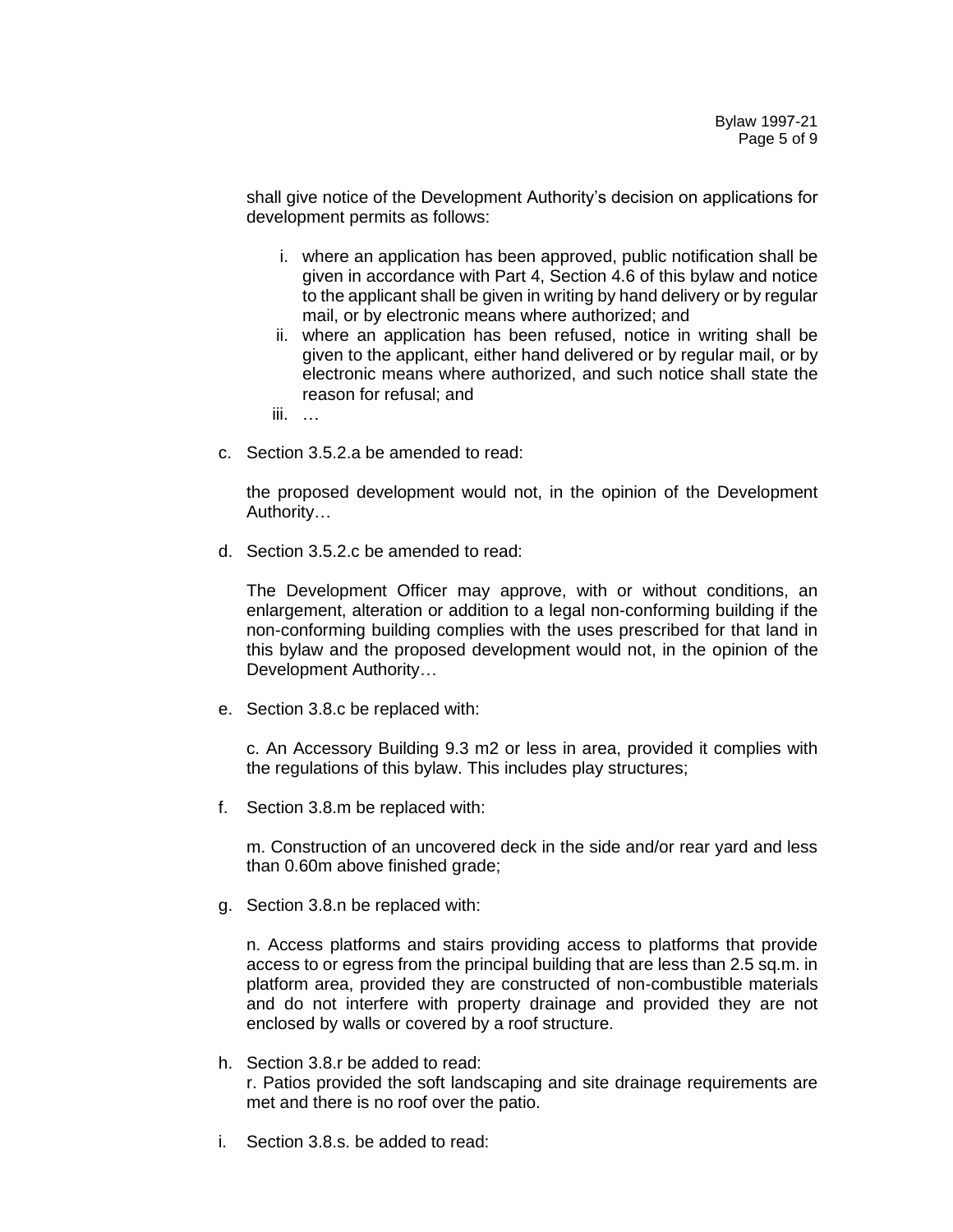shall give notice of the Development Authority's decision on applications for development permits as follows:

i. where an application has been approved, public notification shall be given in accordance with Part 4, Section 4.6 of this bylaw and notice to the applicant shall be given in writing by hand delivery or by regular mail, or by electronic means where authorized; and
ii. where an application has been refused, notice in writing shall be given to the applicant, either hand delivered or by regular mail, or by electronic means where authorized, and such notice shall state the reason for refusal; and
iii. …

c. Section 3.5.2.a be amended to read:

   the proposed development would not, in the opinion of the Development Authority…

d. Section 3.5.2.c be amended to read:

   The Development Officer may approve, with or without conditions, an enlargement, alteration or addition to a legal non-conforming building if the non-conforming building complies with the uses prescribed for that land in this bylaw and the proposed development would not, in the opinion of the Development Authority…

e. Section 3.8.c be replaced with:

   c. An Accessory Building 9.3 m2 or less in area, provided it complies with the regulations of this bylaw. This includes play structures;

f. Section 3.8.m be replaced with:

   m. Construction of an uncovered deck in the side and/or rear yard and less than 0.60m above finished grade;

g. Section 3.8.n be replaced with:

   n. Access platforms and stairs providing access to platforms that provide access to or egress from the principal building that are less than 2.5 sq.m. in platform area, provided they are constructed of non-combustible materials and do not interfere with property drainage and provided they are not enclosed by walls or covered by a roof structure.

h. Section 3.8.r be added to read:
   r. Patios provided the soft landscaping and site drainage requirements are met and there is no roof over the patio.

i. Section 3.8.s. be added to read: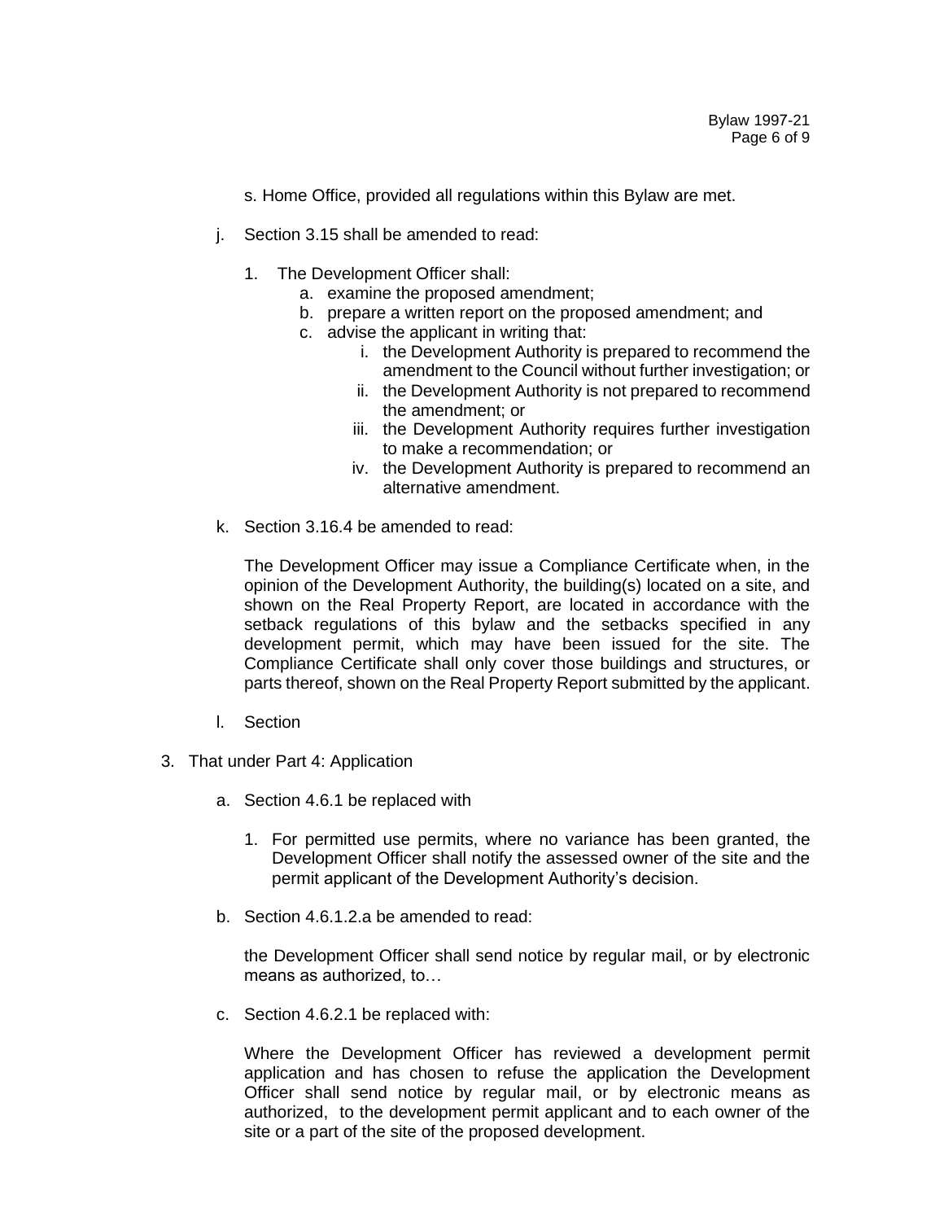s. Home Office, provided all regulations within this Bylaw are met.

j. Section 3.15 shall be amended to read:

   1. The Development Officer shall:
      a. examine the proposed amendment;
      b. prepare a written report on the proposed amendment; and
      c. advise the applicant in writing that:
         i. the Development Authority is prepared to recommend the amendment to the Council without further investigation; or
         ii. the Development Authority is not prepared to recommend the amendment; or
         iii. the Development Authority requires further investigation to make a recommendation; or
         iv. the Development Authority is prepared to recommend an alternative amendment.

k. Section 3.16.4 be amended to read:

   The Development Officer may issue a Compliance Certificate when, in the opinion of the Development Authority, the building(s) located on a site, and shown on the Real Property Report, are located in accordance with the setback regulations of this bylaw and the setbacks specified in any development permit, which may have been issued for the site. The Compliance Certificate shall only cover those buildings and structures, or parts thereof, shown on the Real Property Report submitted by the applicant.

l. Section

3. That under Part 4: Application

   a. Section 4.6.1 be replaced with

      1. For permitted use permits, where no variance has been granted, the Development Officer shall notify the assessed owner of the site and the permit applicant of the Development Authority's decision.

   b. Section 4.6.1.2.a be amended to read:

      the Development Officer shall send notice by regular mail, or by electronic means as authorized, to…

   c. Section 4.6.2.1 be replaced with:

      Where the Development Officer has reviewed a development permit application and has chosen to refuse the application the Development Officer shall send notice by regular mail, or by electronic means as authorized, to the development permit applicant and to each owner of the site or a part of the site of the proposed development.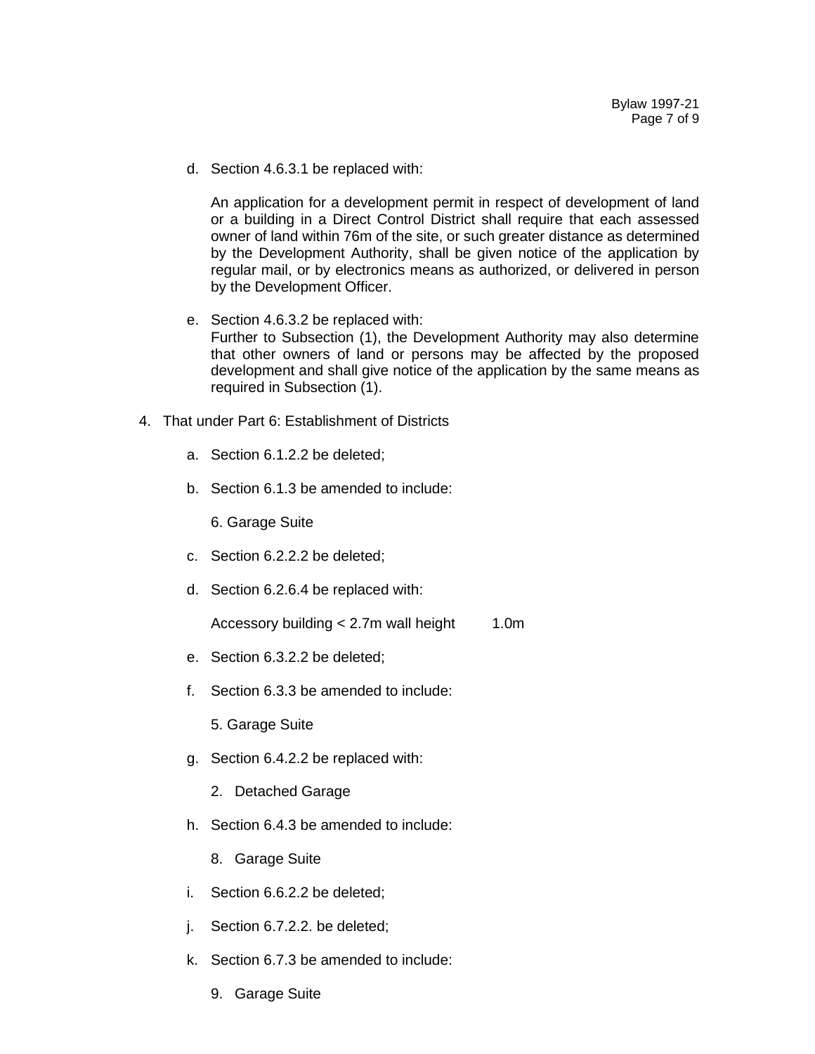d. Section 4.6.3.1 be replaced with:

   An application for a development permit in respect of development of land or a building in a Direct Control District shall require that each assessed owner of land within 76m of the site, or such greater distance as determined by the Development Authority, shall be given notice of the application by regular mail, or by electronics means as authorized, or delivered in person by the Development Officer.

e. Section 4.6.3.2 be replaced with:
   Further to Subsection (1), the Development Authority may also determine that other owners of land or persons may be affected by the proposed development and shall give notice of the application by the same means as required in Subsection (1).

4. That under Part 6: Establishment of Districts

   a. Section 6.1.2.2 be deleted;

   b. Section 6.1.3 be amended to include:

      6. Garage Suite

   c. Section 6.2.2.2 be deleted;

   d. Section 6.2.6.4 be replaced with:

      Accessory building < 2.7m wall height 1.0m

   e. Section 6.3.2.2 be deleted;

   f. Section 6.3.3 be amended to include:

      5. Garage Suite

   g. Section 6.4.2.2 be replaced with:

      2. Detached Garage

   h. Section 6.4.3 be amended to include:

      8. Garage Suite

   i. Section 6.6.2.2 be deleted;

   j. Section 6.7.2.2. be deleted;

   k. Section 6.7.3 be amended to include:

      9. Garage Suite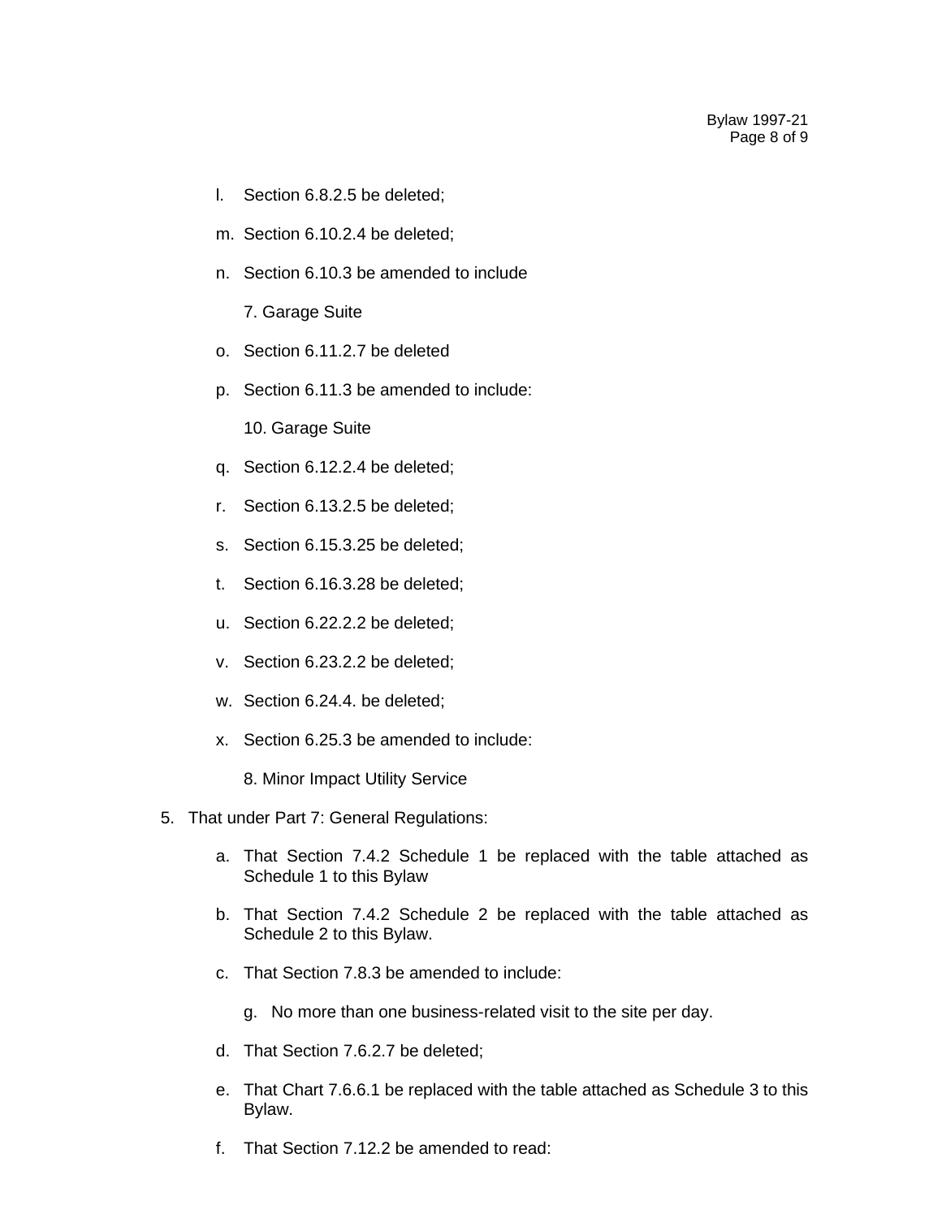l. Section 6.8.2.5 be deleted;

m. Section 6.10.2.4 be deleted;

n. Section 6.10.3 be amended to include

   7. Garage Suite

o. Section 6.11.2.7 be deleted

p. Section 6.11.3 be amended to include:

   10. Garage Suite

q. Section 6.12.2.4 be deleted;

r. Section 6.13.2.5 be deleted;

s. Section 6.15.3.25 be deleted;

t. Section 6.16.3.28 be deleted;

u. Section 6.22.2.2 be deleted;

v. Section 6.23.2.2 be deleted;

w. Section 6.24.4. be deleted;

x. Section 6.25.3 be amended to include:

   8. Minor Impact Utility Service

5. That under Part 7: General Regulations:

   a. That Section 7.4.2 Schedule 1 be replaced with the table attached as Schedule 1 to this Bylaw

   b. That Section 7.4.2 Schedule 2 be replaced with the table attached as Schedule 2 to this Bylaw.

   c. That Section 7.8.3 be amended to include:

      g. No more than one business-related visit to the site per day.

   d. That Section 7.6.2.7 be deleted;

   e. That Chart 7.6.6.1 be replaced with the table attached as Schedule 3 to this Bylaw.

   f. That Section 7.12.2 be amended to read: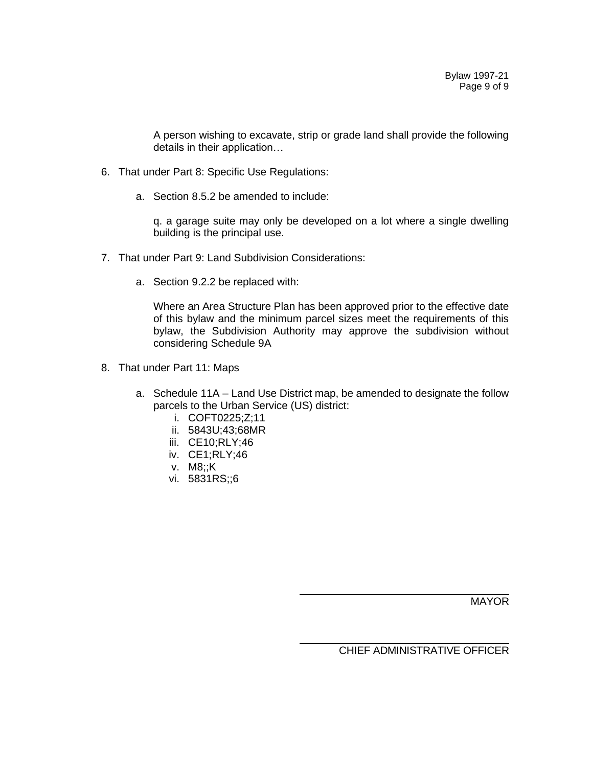A person wishing to excavate, strip or grade land shall provide the following details in their application…

6. That under Part 8: Specific Use Regulations:

   a. Section 8.5.2 be amended to include:

      q. a garage suite may only be developed on a lot where a single dwelling building is the principal use.

7. That under Part 9: Land Subdivision Considerations:

   a. Section 9.2.2 be replaced with:

      Where an Area Structure Plan has been approved prior to the effective date of this bylaw and the minimum parcel sizes meet the requirements of this bylaw, the Subdivision Authority may approve the subdivision without considering Schedule 9A

8. That under Part 11: Maps

   a. Schedule 11A – Land Use District map, be amended to designate the follow parcels to the Urban Service (US) district:
      i. COFT0225;Z;11
      ii. 5843U;43;68MR
      iii. CE10;RLY;46
      iv. CE1;RLY;46
      v. M8;;K
      vi. 5831RS;;6

MAYOR

CHIEF ADMINISTRATIVE OFFICER